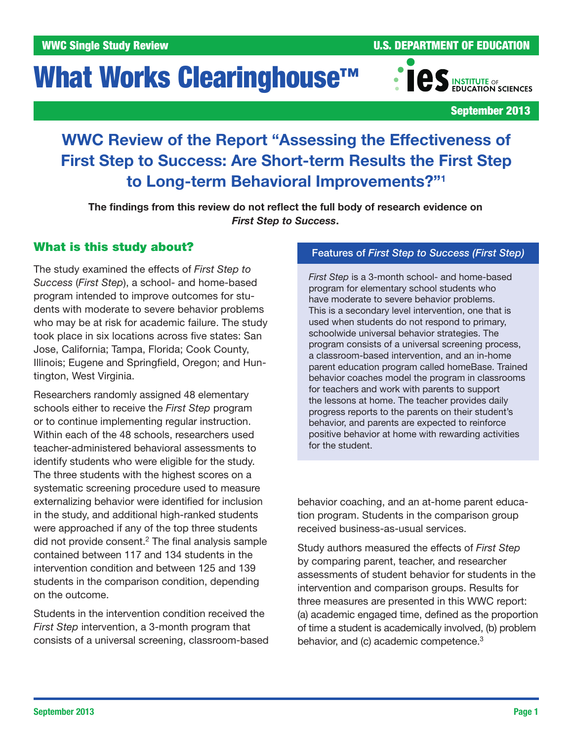WWC Single Study Review

U.S. DEPARTMENT OF EDUCATION

# What Works Clearinghouse™

September 2013

## WWC Review of the Report "Assessing the Effectiveness of First Step to Success: Are Short-term Results the First Step to Long-term Behavioral Improvements?"[1]

**The findings from this review do not reflect the full body of research evidence on *First Step to Success*.**

### What is this study about?

The study examined the effects of *First Step to Success* (*First Step*), a school- and home-based program intended to improve outcomes for students with moderate to severe behavior problems who may be at risk for academic failure. The study took place in six locations across five states: San Jose, California; Tampa, Florida; Cook County, Illinois; Eugene and Springfield, Oregon; and Huntington, West Virginia.

Researchers randomly assigned 48 elementary schools either to receive the *First Step* program or to continue implementing regular instruction. Within each of the 48 schools, researchers used teacher-administered behavioral assessments to identify students who were eligible for the study. The three students with the highest scores on a systematic screening procedure used to measure externalizing behavior were identified for inclusion in the study, and additional high-ranked students were approached if any of the top three students did not provide consent.[2] The final analysis sample contained between 117 and 134 students in the intervention condition and between 125 and 139 students in the comparison condition, depending on the outcome.

Students in the intervention condition received the *First Step* intervention, a 3-month program that consists of a universal screening, classroom-based behavior coaching, and an at-home parent education program. Students in the comparison group received business-as-usual services.

Study authors measured the effects of *First Step* by comparing parent, teacher, and researcher assessments of student behavior for students in the intervention and comparison groups. Results for three measures are presented in this WWC report: (a) academic engaged time, defined as the proportion of time a student is academically involved, (b) problem behavior, and (c) academic competence.[3]

#### Features of *First Step to Success (First Step)*

*First Step* is a 3-month school- and home-based program for elementary school students who have moderate to severe behavior problems. This is a secondary level intervention, one that is used when students do not respond to primary, schoolwide universal behavior strategies. The program consists of a universal screening process, a classroom-based intervention, and an in-home parent education program called homeBase. Trained behavior coaches model the program in classrooms for teachers and work with parents to support the lessons at home. The teacher provides daily progress reports to the parents on their student's behavior, and parents are expected to reinforce positive behavior at home with rewarding activities for the student.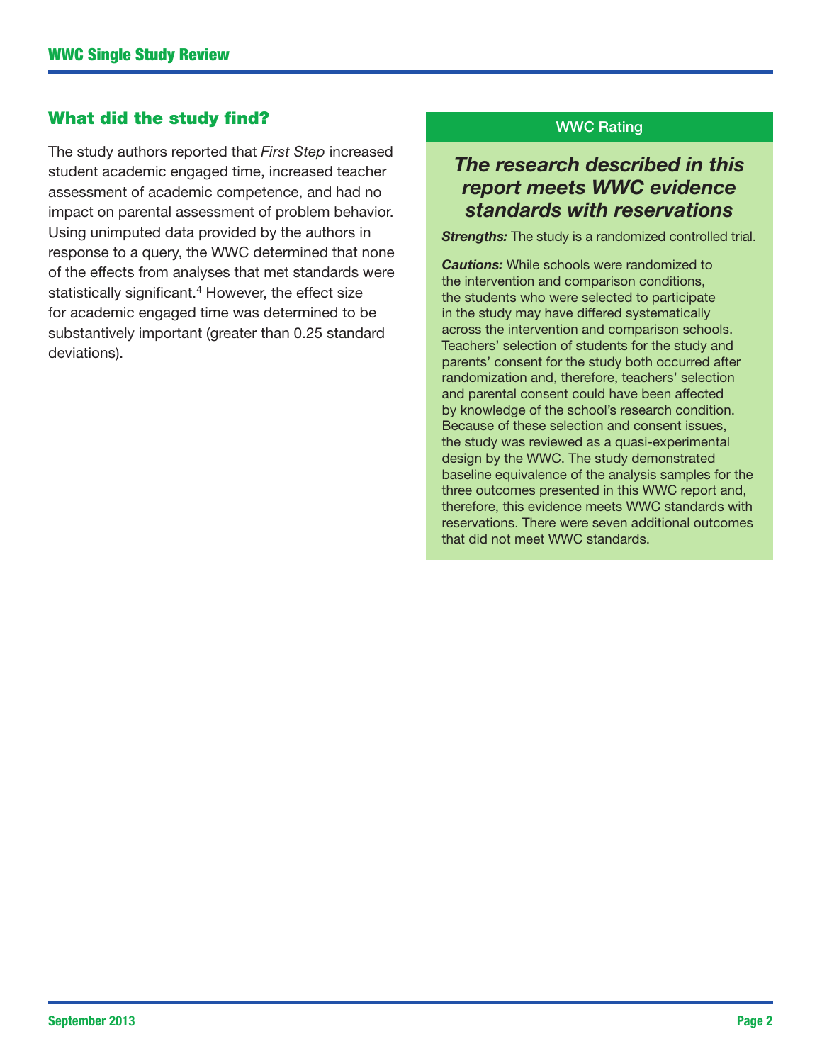## What did the study find?

The study authors reported that *First Step* increased student academic engaged time, increased teacher assessment of academic competence, and had no impact on parental assessment of problem behavior. Using unimputed data provided by the authors in response to a query, the WWC determined that none of the effects from analyses that met standards were statistically significant.[4] However, the effect size for academic engaged time was determined to be substantively important (greater than 0.25 standard deviations).

### WWC Rating

***The research described in this report meets WWC evidence standards with reservations***

***Strengths:*** The study is a randomized controlled trial.

***Cautions:*** While schools were randomized to the intervention and comparison conditions, the students who were selected to participate in the study may have differed systematically across the intervention and comparison schools. Teachers' selection of students for the study and parents' consent for the study both occurred after randomization and, therefore, teachers' selection and parental consent could have been affected by knowledge of the school's research condition. Because of these selection and consent issues, the study was reviewed as a quasi-experimental design by the WWC. The study demonstrated baseline equivalence of the analysis samples for the three outcomes presented in this WWC report and, therefore, this evidence meets WWC standards with reservations. There were seven additional outcomes that did not meet WWC standards.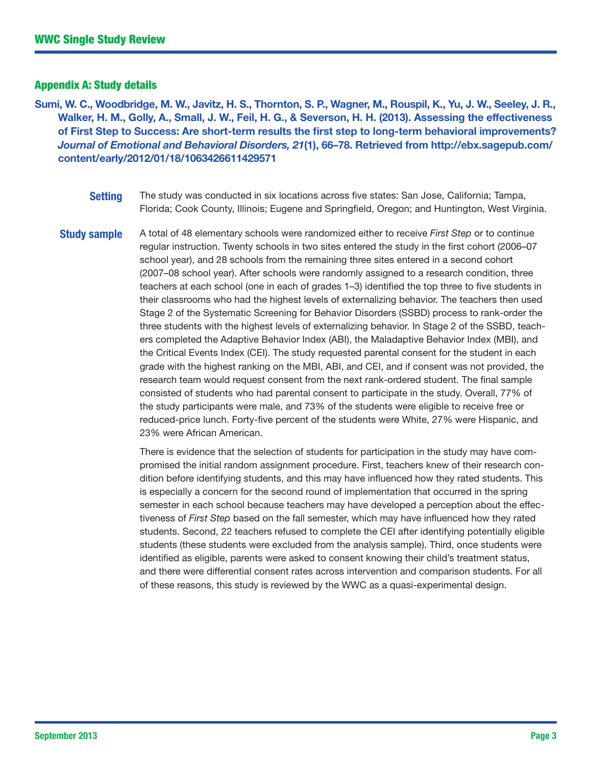## Appendix A: Study details

**Sumi, W. C., Woodbridge, M. W., Javitz, H. S., Thornton, S. P., Wagner, M., Rouspil, K., Yu, J. W., Seeley, J. R., Walker, H. M., Golly, A., Small, J. W., Feil, H. G., & Severson, H. H. (2013). Assessing the effectiveness of First Step to Success: Are short-term results the first step to long-term behavioral improvements? *Journal of Emotional and Behavioral Disorders, 21*(1), 66–78. Retrieved from http://ebx.sagepub.com/content/early/2012/01/18/1063426611429571**

**Setting**

The study was conducted in six locations across five states: San Jose, California; Tampa, Florida; Cook County, Illinois; Eugene and Springfield, Oregon; and Huntington, West Virginia.

**Study sample**

A total of 48 elementary schools were randomized either to receive *First Step* or to continue regular instruction. Twenty schools in two sites entered the study in the first cohort (2006–07 school year), and 28 schools from the remaining three sites entered in a second cohort (2007–08 school year). After schools were randomly assigned to a research condition, three teachers at each school (one in each of grades 1–3) identified the top three to five students in their classrooms who had the highest levels of externalizing behavior. The teachers then used Stage 2 of the Systematic Screening for Behavior Disorders (SSBD) process to rank-order the three students with the highest levels of externalizing behavior. In Stage 2 of the SSBD, teachers completed the Adaptive Behavior Index (ABI), the Maladaptive Behavior Index (MBI), and the Critical Events Index (CEI). The study requested parental consent for the student in each grade with the highest ranking on the MBI, ABI, and CEI, and if consent was not provided, the research team would request consent from the next rank-ordered student. The final sample consisted of students who had parental consent to participate in the study. Overall, 77% of the study participants were male, and 73% of the students were eligible to receive free or reduced-price lunch. Forty-five percent of the students were White, 27% were Hispanic, and 23% were African American.

There is evidence that the selection of students for participation in the study may have compromised the initial random assignment procedure. First, teachers knew of their research condition before identifying students, and this may have influenced how they rated students. This is especially a concern for the second round of implementation that occurred in the spring semester in each school because teachers may have developed a perception about the effectiveness of *First Step* based on the fall semester, which may have influenced how they rated students. Second, 22 teachers refused to complete the CEI after identifying potentially eligible students (these students were excluded from the analysis sample). Third, once students were identified as eligible, parents were asked to consent knowing their child's treatment status, and there were differential consent rates across intervention and comparison students. For all of these reasons, this study is reviewed by the WWC as a quasi-experimental design.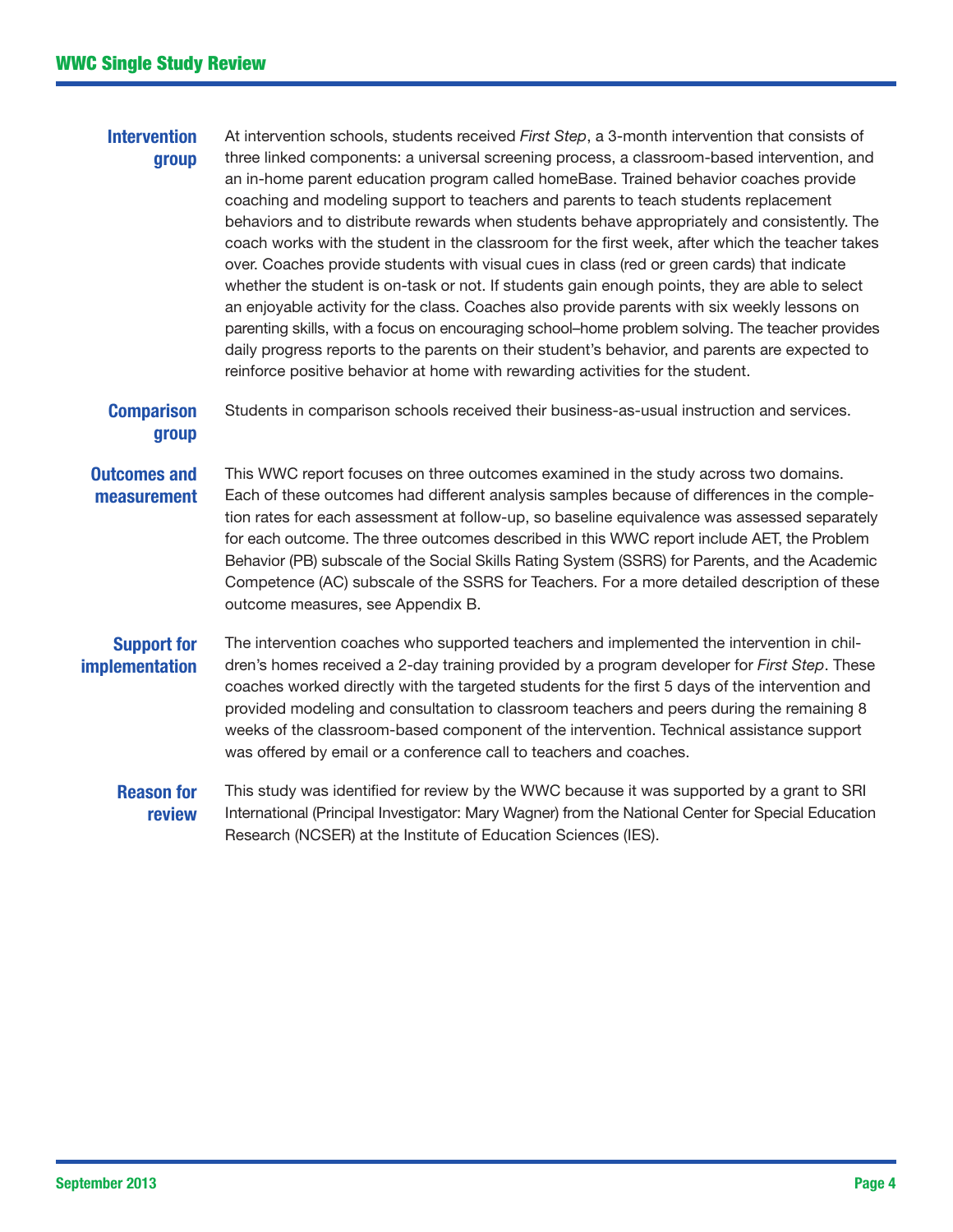**Intervention group**

At intervention schools, students received *First Step*, a 3-month intervention that consists of three linked components: a universal screening process, a classroom-based intervention, and an in-home parent education program called homeBase. Trained behavior coaches provide coaching and modeling support to teachers and parents to teach students replacement behaviors and to distribute rewards when students behave appropriately and consistently. The coach works with the student in the classroom for the first week, after which the teacher takes over. Coaches provide students with visual cues in class (red or green cards) that indicate whether the student is on-task or not. If students gain enough points, they are able to select an enjoyable activity for the class. Coaches also provide parents with six weekly lessons on parenting skills, with a focus on encouraging school–home problem solving. The teacher provides daily progress reports to the parents on their student's behavior, and parents are expected to reinforce positive behavior at home with rewarding activities for the student.

**Comparison group**

Students in comparison schools received their business-as-usual instruction and services.

**Outcomes and measurement**

This WWC report focuses on three outcomes examined in the study across two domains. Each of these outcomes had different analysis samples because of differences in the completion rates for each assessment at follow-up, so baseline equivalence was assessed separately for each outcome. The three outcomes described in this WWC report include AET, the Problem Behavior (PB) subscale of the Social Skills Rating System (SSRS) for Parents, and the Academic Competence (AC) subscale of the SSRS for Teachers. For a more detailed description of these outcome measures, see Appendix B.

**Support for implementation**

The intervention coaches who supported teachers and implemented the intervention in children's homes received a 2-day training provided by a program developer for *First Step*. These coaches worked directly with the targeted students for the first 5 days of the intervention and provided modeling and consultation to classroom teachers and peers during the remaining 8 weeks of the classroom-based component of the intervention. Technical assistance support was offered by email or a conference call to teachers and coaches.

**Reason for review**

This study was identified for review by the WWC because it was supported by a grant to SRI International (Principal Investigator: Mary Wagner) from the National Center for Special Education Research (NCSER) at the Institute of Education Sciences (IES).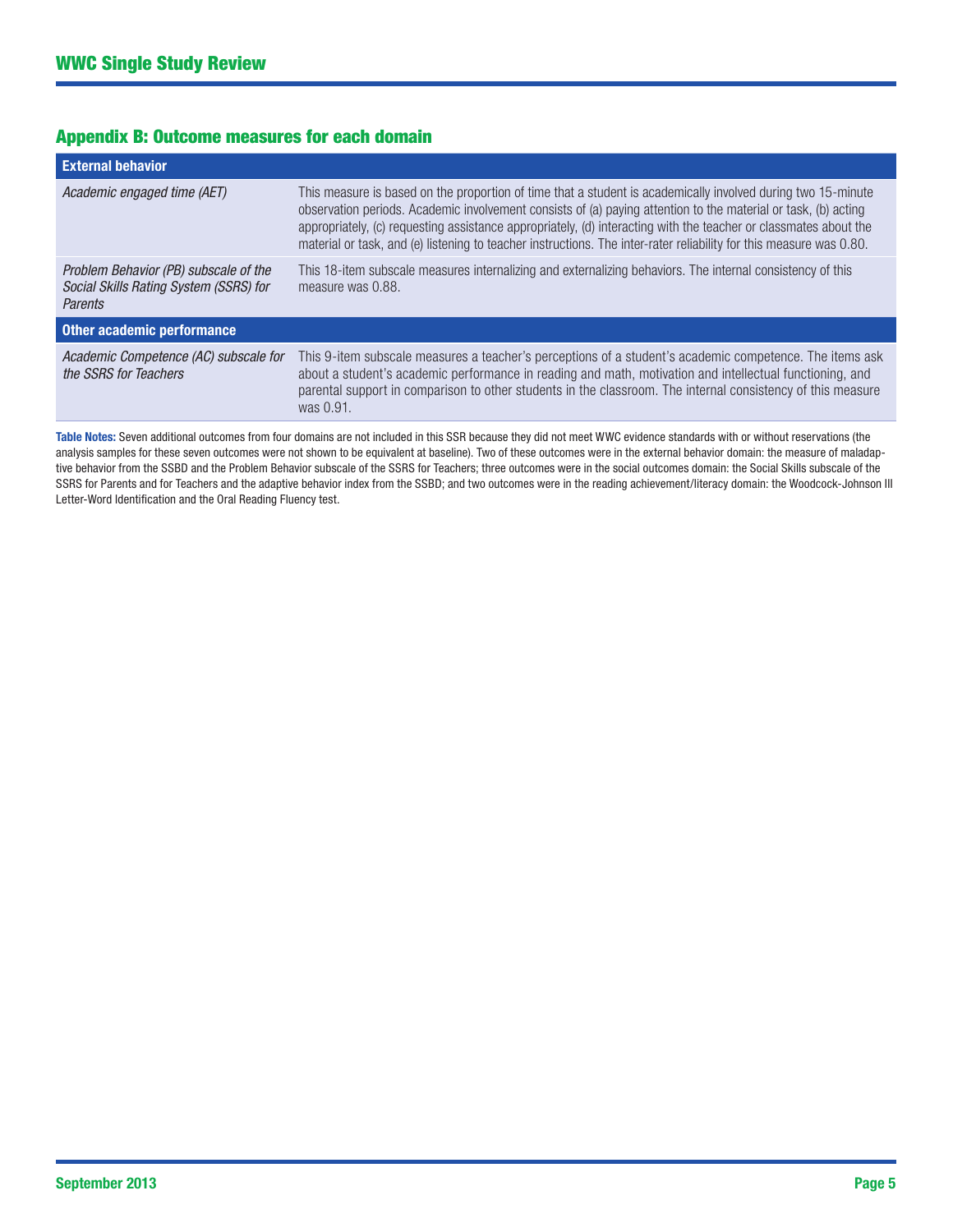## Appendix B: Outcome measures for each domain

| External behavior | |
|---|---|
| *Academic engaged time (AET)* | This measure is based on the proportion of time that a student is academically involved during two 15-minute observation periods. Academic involvement consists of (a) paying attention to the material or task, (b) acting appropriately, (c) requesting assistance appropriately, (d) interacting with the teacher or classmates about the material or task, and (e) listening to teacher instructions. The inter-rater reliability for this measure was 0.80. |
| *Problem Behavior (PB) subscale of the Social Skills Rating System (SSRS) for Parents* | This 18-item subscale measures internalizing and externalizing behaviors. The internal consistency of this measure was 0.88. |
| **Other academic performance** | |
| *Academic Competence (AC) subscale for the SSRS for Teachers* | This 9-item subscale measures a teacher's perceptions of a student's academic competence. The items ask about a student's academic performance in reading and math, motivation and intellectual functioning, and parental support in comparison to other students in the classroom. The internal consistency of this measure was 0.91. |

**Table Notes:** Seven additional outcomes from four domains are not included in this SSR because they did not meet WWC evidence standards with or without reservations (the analysis samples for these seven outcomes were not shown to be equivalent at baseline). Two of these outcomes were in the external behavior domain: the measure of maladaptive behavior from the SSBD and the Problem Behavior subscale of the SSRS for Teachers; three outcomes were in the social outcomes domain: the Social Skills subscale of the SSRS for Parents and for Teachers and the adaptive behavior index from the SSBD; and two outcomes were in the reading achievement/literacy domain: the Woodcock-Johnson III Letter-Word Identification and the Oral Reading Fluency test.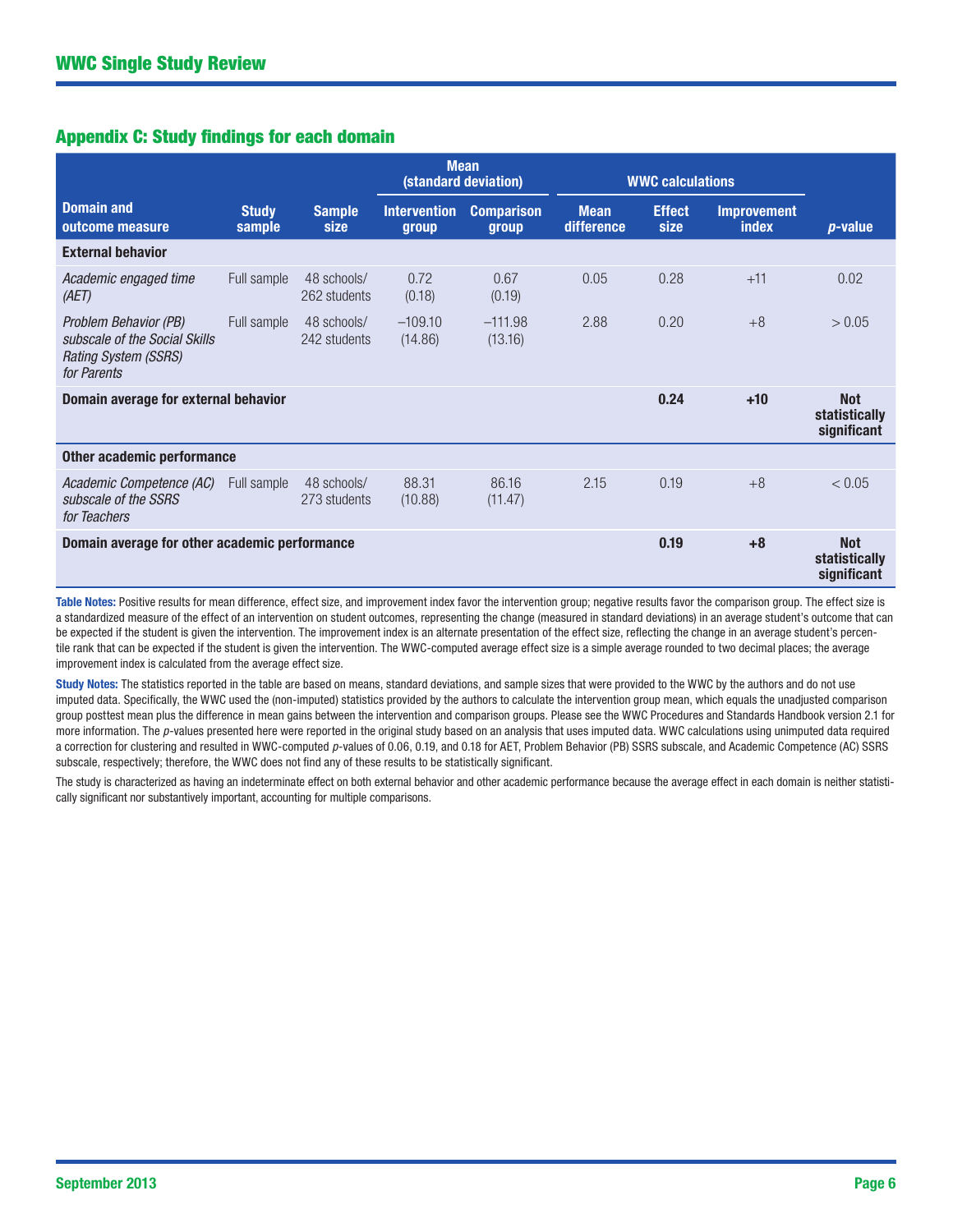## Appendix C: Study findings for each domain

| Domain and outcome measure | Study sample | Sample size | Mean (standard deviation) | | WWC calculations | | | |
|---|---|---|---|---|---|---|---|---|
| | | | Intervention group | Comparison group | Mean difference | Effect size | Improvement index | *p*-value |
| **External behavior** | | | | | | | | |
| *Academic engaged time (AET)* | Full sample | 48 schools/ 262 students | 0.72 (0.18) | 0.67 (0.19) | 0.05 | 0.28 | +11 | 0.02 |
| *Problem Behavior (PB) subscale of the Social Skills Rating System (SSRS) for Parents* | Full sample | 48 schools/ 242 students | –109.10 (14.86) | –111.98 (13.16) | 2.88 | 0.20 | +8 | > 0.05 |
| **Domain average for external behavior** | | | | | | **0.24** | **+10** | **Not statistically significant** |
| **Other academic performance** | | | | | | | | |
| *Academic Competence (AC) subscale of the SSRS for Teachers* | Full sample | 48 schools/ 273 students | 88.31 (10.88) | 86.16 (11.47) | 2.15 | 0.19 | +8 | < 0.05 |
| **Domain average for other academic performance** | | | | | | **0.19** | **+8** | **Not statistically significant** |

**Table Notes:** Positive results for mean difference, effect size, and improvement index favor the intervention group; negative results favor the comparison group. The effect size is a standardized measure of the effect of an intervention on student outcomes, representing the change (measured in standard deviations) in an average student's outcome that can be expected if the student is given the intervention. The improvement index is an alternate presentation of the effect size, reflecting the change in an average student's percentile rank that can be expected if the student is given the intervention. The WWC-computed average effect size is a simple average rounded to two decimal places; the average improvement index is calculated from the average effect size.

**Study Notes:** The statistics reported in the table are based on means, standard deviations, and sample sizes that were provided to the WWC by the authors and do not use imputed data. Specifically, the WWC used the (non-imputed) statistics provided by the authors to calculate the intervention group mean, which equals the unadjusted comparison group posttest mean plus the difference in mean gains between the intervention and comparison groups. Please see the WWC Procedures and Standards Handbook version 2.1 for more information. The *p*-values presented here were reported in the original study based on an analysis that uses imputed data. WWC calculations using unimputed data required a correction for clustering and resulted in WWC-computed *p*-values of 0.06, 0.19, and 0.18 for AET, Problem Behavior (PB) SSRS subscale, and Academic Competence (AC) SSRS subscale, respectively; therefore, the WWC does not find any of these results to be statistically significant.

The study is characterized as having an indeterminate effect on both external behavior and other academic performance because the average effect in each domain is neither statistically significant nor substantively important, accounting for multiple comparisons.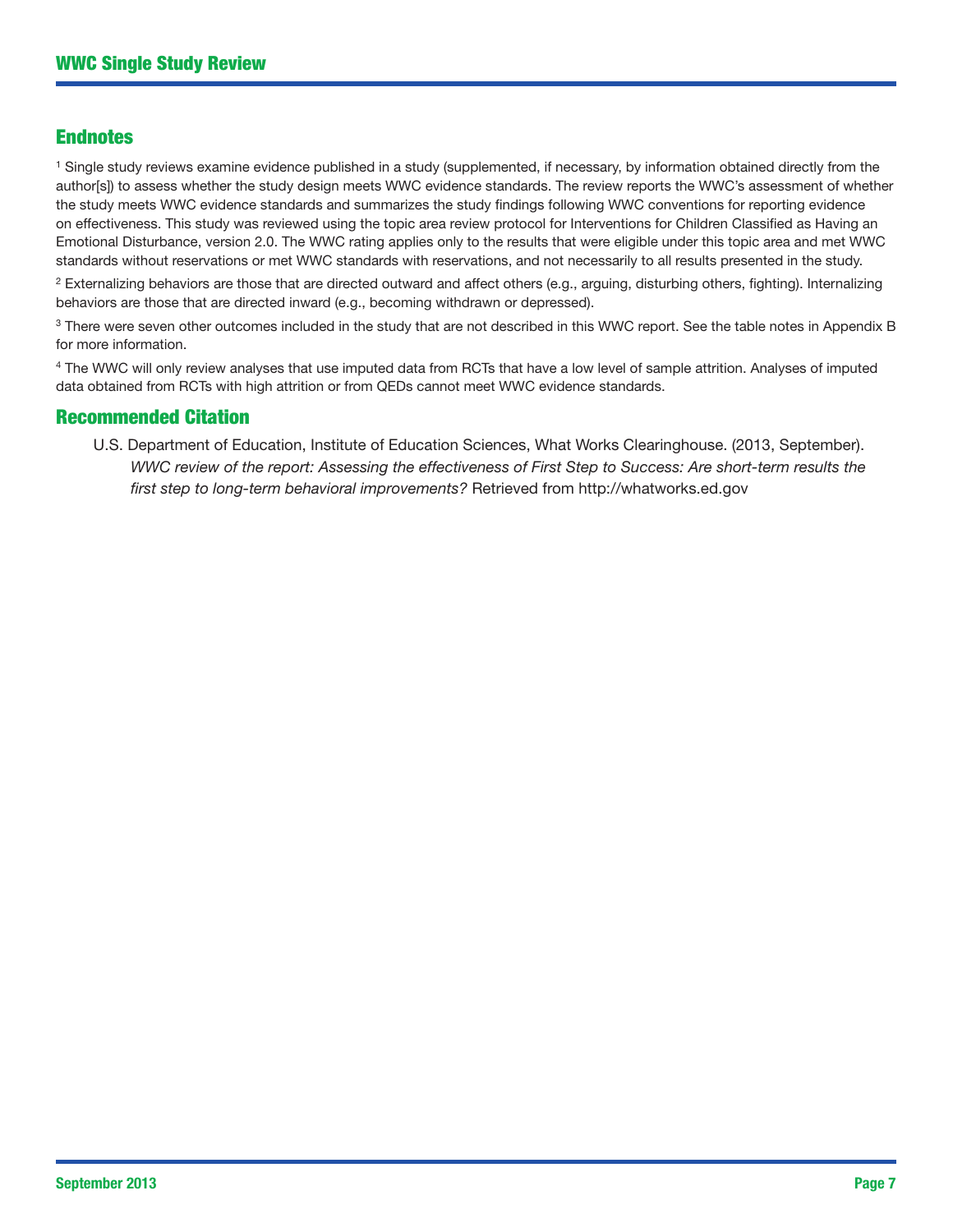## Endnotes

[1] Single study reviews examine evidence published in a study (supplemented, if necessary, by information obtained directly from the author[s]) to assess whether the study design meets WWC evidence standards. The review reports the WWC's assessment of whether the study meets WWC evidence standards and summarizes the study findings following WWC conventions for reporting evidence on effectiveness. This study was reviewed using the topic area review protocol for Interventions for Children Classified as Having an Emotional Disturbance, version 2.0. The WWC rating applies only to the results that were eligible under this topic area and met WWC standards without reservations or met WWC standards with reservations, and not necessarily to all results presented in the study.

[2] Externalizing behaviors are those that are directed outward and affect others (e.g., arguing, disturbing others, fighting). Internalizing behaviors are those that are directed inward (e.g., becoming withdrawn or depressed).

[3] There were seven other outcomes included in the study that are not described in this WWC report. See the table notes in Appendix B for more information.

[4] The WWC will only review analyses that use imputed data from RCTs that have a low level of sample attrition. Analyses of imputed data obtained from RCTs with high attrition or from QEDs cannot meet WWC evidence standards.

## Recommended Citation

U.S. Department of Education, Institute of Education Sciences, What Works Clearinghouse. (2013, September). *WWC review of the report: Assessing the effectiveness of First Step to Success: Are short-term results the first step to long-term behavioral improvements?* Retrieved from http://whatworks.ed.gov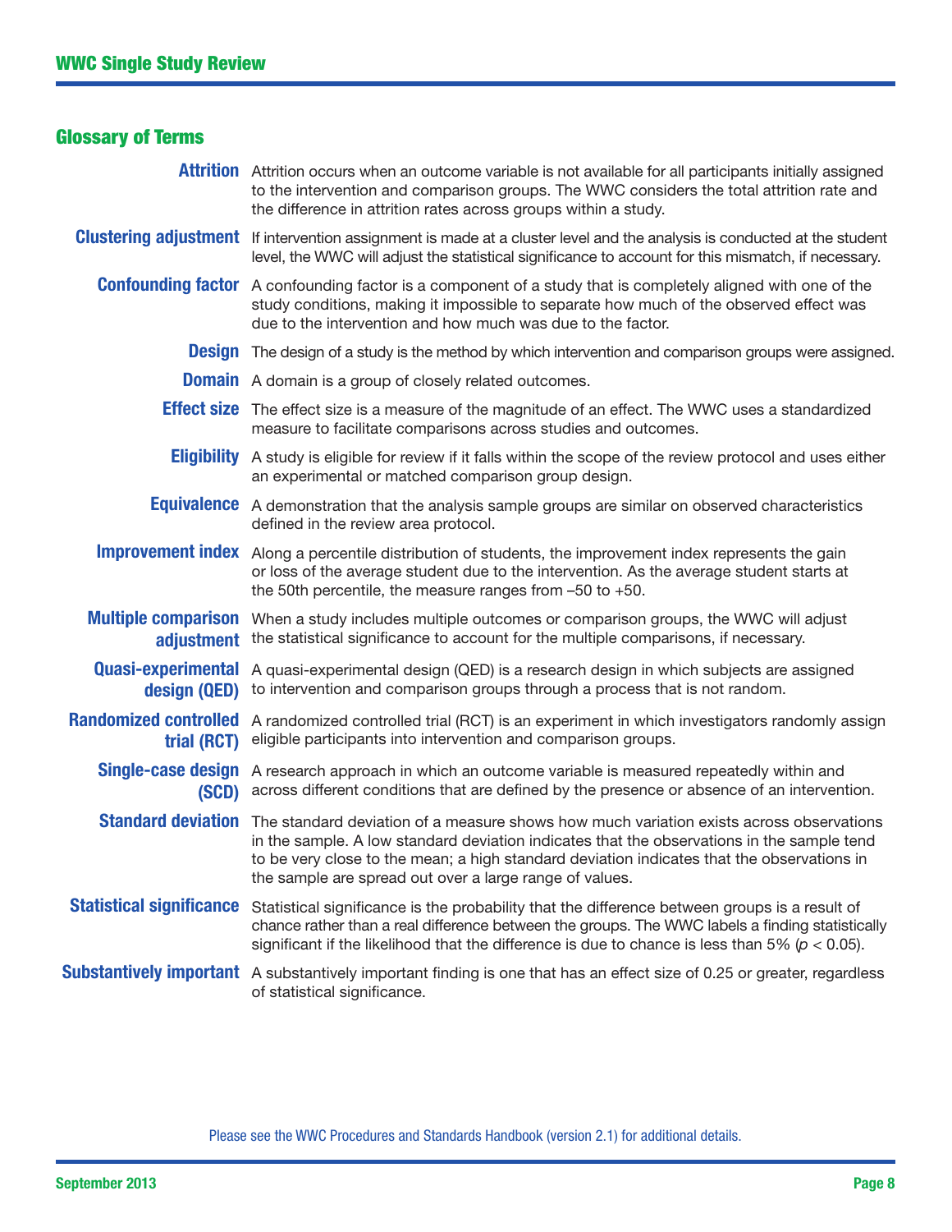## Glossary of Terms

**Attrition** Attrition occurs when an outcome variable is not available for all participants initially assigned to the intervention and comparison groups. The WWC considers the total attrition rate and the difference in attrition rates across groups within a study.

**Clustering adjustment** If intervention assignment is made at a cluster level and the analysis is conducted at the student level, the WWC will adjust the statistical significance to account for this mismatch, if necessary.

**Confounding factor** A confounding factor is a component of a study that is completely aligned with one of the study conditions, making it impossible to separate how much of the observed effect was due to the intervention and how much was due to the factor.

**Design** The design of a study is the method by which intervention and comparison groups were assigned.

**Domain** A domain is a group of closely related outcomes.

**Effect size** The effect size is a measure of the magnitude of an effect. The WWC uses a standardized measure to facilitate comparisons across studies and outcomes.

**Eligibility** A study is eligible for review if it falls within the scope of the review protocol and uses either an experimental or matched comparison group design.

**Equivalence** A demonstration that the analysis sample groups are similar on observed characteristics defined in the review area protocol.

**Improvement index** Along a percentile distribution of students, the improvement index represents the gain or loss of the average student due to the intervention. As the average student starts at the 50th percentile, the measure ranges from –50 to +50.

**Multiple comparison adjustment** When a study includes multiple outcomes or comparison groups, the WWC will adjust the statistical significance to account for the multiple comparisons, if necessary.

**Quasi-experimental design (QED)** A quasi-experimental design (QED) is a research design in which subjects are assigned to intervention and comparison groups through a process that is not random.

**Randomized controlled trial (RCT)** A randomized controlled trial (RCT) is an experiment in which investigators randomly assign eligible participants into intervention and comparison groups.

**Single-case design (SCD)** A research approach in which an outcome variable is measured repeatedly within and across different conditions that are defined by the presence or absence of an intervention.

**Standard deviation** The standard deviation of a measure shows how much variation exists across observations in the sample. A low standard deviation indicates that the observations in the sample tend to be very close to the mean; a high standard deviation indicates that the observations in the sample are spread out over a large range of values.

**Statistical significance** Statistical significance is the probability that the difference between groups is a result of chance rather than a real difference between the groups. The WWC labels a finding statistically significant if the likelihood that the difference is due to chance is less than 5% ($p < 0.05$).

**Substantively important** A substantively important finding is one that has an effect size of 0.25 or greater, regardless of statistical significance.

Please see the WWC Procedures and Standards Handbook (version 2.1) for additional details.